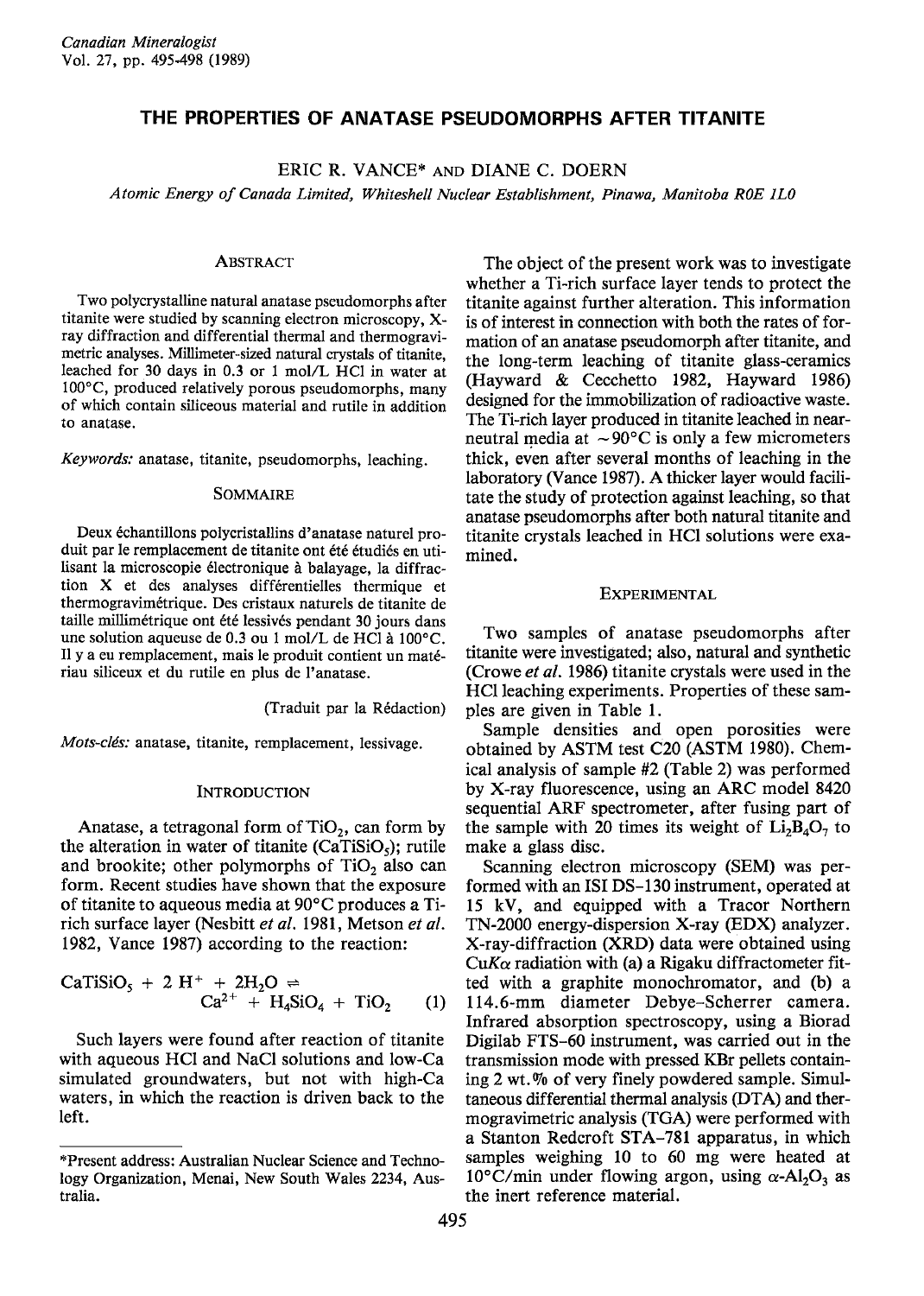# THE PROPERTIES OF ANATASE PSEUDOMORPHS AFTER TITANITE

ERIC R. VANCE* AND DIANE C. DOERN

*Atomic Energy of Canada Limited, Whiteshell Nuclear Establishment, Pinawa, Manitoba R0E 1L0*

## ABSTRACT

Two polycrystalline natural anatase pseudomorphs after titanite were studied by scanning electron microscopy, X-ray diffraction and differential thermal and thermogravimetric analyses. Millimeter-sized natural crystals of titanite, leached for 30 days in 0.3 or 1 mol/L HCl in water at 100°C, produced relatively porous pseudomorphs, many of which contain siliceous material and rutile in addition to anatase.

*Keywords:* anatase, titanite, pseudomorphs, leaching.

## SOMMAIRE

Deux échantillons polycristallins d'anatase naturel produit par le remplacement de titanite ont été étudiés en utilisant la microscopie électronique à balayage, la diffraction X et des analyses différentielles thermique et thermogravimétrique. Des cristaux naturels de titanite de taille millimétrique ont été lessivés pendant 30 jours dans une solution aqueuse de 0.3 ou 1 mol/L de HCl à 100°C. Il y a eu remplacement, mais le produit contient un matériau siliceux et du rutile en plus de l'anatase.

(Traduit par la Rédaction)

*Mots-clés:* anatase, titanite, remplacement, lessivage.

## INTRODUCTION

Anatase, a tetragonal form of $TiO_2$, can form by the alteration in water of titanite ($CaTiSiO_5$); rutile and brookite; other polymorphs of $TiO_2$ also can form. Recent studies have shown that the exposure of titanite to aqueous media at 90°C produces a Ti-rich surface layer (Nesbitt *et al.* 1981, Metson *et al.* 1982, Vance 1987) according to the reaction:

$$CaTiSiO_5 + 2\,H^+ + 2H_2O \rightleftharpoons Ca^{2+} + H_4SiO_4 + TiO_2 \qquad (1)$$

Such layers were found after reaction of titanite with aqueous HCl and NaCl solutions and low-Ca simulated groundwaters, but not with high-Ca waters, in which the reaction is driven back to the left.

The object of the present work was to investigate whether a Ti-rich surface layer tends to protect the titanite against further alteration. This information is of interest in connection with both the rates of formation of an anatase pseudomorph after titanite, and the long-term leaching of titanite glass-ceramics (Hayward & Cecchetto 1982, Hayward 1986) designed for the immobilization of radioactive waste. The Ti-rich layer produced in titanite leached in near-neutral media at ~90°C is only a few micrometers thick, even after several months of leaching in the laboratory (Vance 1987). A thicker layer would facilitate the study of protection against leaching, so that anatase pseudomorphs after both natural titanite and titanite crystals leached in HCl solutions were examined.

## EXPERIMENTAL

Two samples of anatase pseudomorphs after titanite were investigated; also, natural and synthetic (Crowe *et al.* 1986) titanite crystals were used in the HCl leaching experiments. Properties of these samples are given in Table 1.

Sample densities and open porosities were obtained by ASTM test C20 (ASTM 1980). Chemical analysis of sample #2 (Table 2) was performed by X-ray fluorescence, using an ARC model 8420 sequential ARF spectrometer, after fusing part of the sample with 20 times its weight of $Li_2B_4O_7$ to make a glass disc.

Scanning electron microscopy (SEM) was performed with an ISI DS-130 instrument, operated at 15 kV, and equipped with a Tracor Northern TN-2000 energy-dispersion X-ray (EDX) analyzer. X-ray-diffraction (XRD) data were obtained using $CuK\alpha$ radiation with (a) a Rigaku diffractometer fitted with a graphite monochromator, and (b) a 114.6-mm diameter Debye–Scherrer camera. Infrared absorption spectroscopy, using a Biorad Digilab FTS-60 instrument, was carried out in the transmission mode with pressed KBr pellets containing 2 wt.% of very finely powdered sample. Simultaneous differential thermal analysis (DTA) and thermogravimetric analysis (TGA) were performed with a Stanton Redcroft STA-781 apparatus, in which samples weighing 10 to 60 mg were heated at 10°C/min under flowing argon, using $\alpha$-$Al_2O_3$ as the inert reference material.

*Present address: Australian Nuclear Science and Technology Organization, Menai, New South Wales 2234, Australia.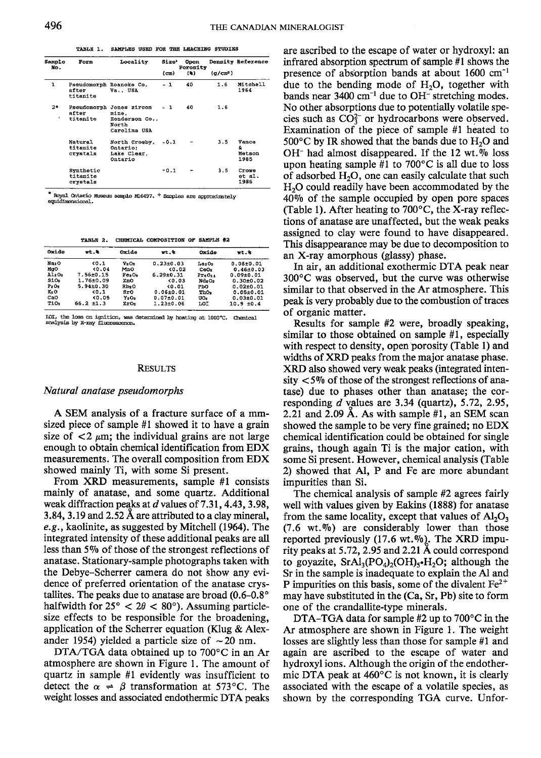TABLE 1. SAMPLES USED FOR THE LEACHING STUDIES

| Sample No. | Form | Locality | Size+ (cm) | Open Porosity (%) | Density (g/cm³) | Reference |
|---|---|---|---|---|---|---|
| 1 | Pseudomorph after titanite | Roanoke Co., Va., USA | ~ 1 | 40 | 1.6 | Mitchell 1964 |
| 2* | Pseudomorph after titanite | Jones zircon mine, Henderson Co., North Carolina USA | ~ 1 | 40 | 1.6 | |
| | Natural titanite crystals | North Crosby, Ontario; Lake Clear, Ontario | ~0.1 | - | 3.5 | Vance & Metson 1985 |
| | Synthetic titanite crystals | | ~0.1 | - | 3.5 | Crowe et al. 1986 |

\* Royal Ontario Museum sample M16497. + Samples are approximately equidimensional.

TABLE 2. CHEMICAL COMPOSITION OF SAMPLE #2

| Oxide | wt.% | Oxide | wt.% | Oxide | wt.% |
|---|---|---|---|---|---|
| $Na_2O$ | <0.1 | $V_2O_5$ | 0.23±0.03 | $La_2O_3$ | 0.08±0.01 |
| MgO | <0.04 | MnO | <0.02 | $CeO_2$ | 0.46±0.03 |
| $Al_2O_3$ | 7.56±0.15 | $Fe_2O_3$ | 6.29±0.31 | $Pr_6O_{11}$ | 0.09±0.01 |
| $SiO_2$ | 1.76±0.09 | ZnO | <0.03 | $Nd_2O_3$ | 0.30±0.02 |
| $P_2O_5$ | 5.94±0.30 | $Rb_2O$ | <0.01 | PbO | 0.02±0.01 |
| $K_2O$ | <0.1 | SrO | 0.06±0.01 | $ThO_2$ | 0.05±0.01 |
| CaO | <0.05 | $Y_2O_3$ | 0.07±0.01 | $UO_2$ | 0.03±0.01 |
| $TiO_2$ | 66.2 ±1.3 | $ZrO_2$ | 1.23±0.06 | LOI | 10.9 ±0.4 |

LOI, the loss on ignition, was determined by heating at 1000°C. Chemical analysis by X-ray fluorescence.

## RESULTS

### *Natural anatase pseudomorphs*

A SEM analysis of a fracture surface of a mm-sized piece of sample #1 showed it to have a grain size of <2 μm; the individual grains are not large enough to obtain chemical identification from EDX measurements. The overall composition from EDX showed mainly Ti, with some Si present.

From XRD measurements, sample #1 consists mainly of anatase, and some quartz. Additional weak diffraction peaks at *d* values of 7.31, 4.43, 3.98, 3.84, 3.19 and 2.52 Å are attributed to a clay mineral, *e.g.*, kaolinite, as suggested by Mitchell (1964). The integrated intensity of these additional peaks are all less than 5% of those of the strongest reflections of anatase. Stationary-sample photographs taken with the Debye–Scherrer camera do not show any evidence of preferred orientation of the anatase crystallites. The peaks due to anatase are broad (0.6–0.8° halfwidth for 25° < 2$\theta$ < 80°). Assuming particle-size effects to be responsible for the broadening, application of the Scherrer equation (Klug & Alexander 1954) yielded a particle size of ~20 nm.

DTA/TGA data obtained up to 700°C in an Ar atmosphere are shown in Figure 1. The amount of quartz in sample #1 evidently was insufficient to detect the $\alpha \rightleftharpoons \beta$ transformation at 573°C. The weight losses and associated endothermic DTA peaks are ascribed to the escape of water or hydroxyl: an infrared absorption spectrum of sample #1 shows the presence of absorption bands at about 1600 cm$^{-1}$ due to the bending mode of $H_2O$, together with bands near 3400 cm$^{-1}$ due to $OH^-$ stretching modes. No other absorptions due to potentially volatile species such as $CO_3^{2-}$ or hydrocarbons were observed. Examination of the piece of sample #1 heated to 500°C by IR showed that the bands due to $H_2O$ and $OH^-$ had almost disappeared. If the 12 wt.% loss upon heating sample #1 to 700°C is all due to loss of adsorbed $H_2O$, one can easily calculate that such $H_2O$ could readily have been accommodated by the 40% of the sample occupied by open pore spaces (Table 1). After heating to 700°C, the X-ray reflections of anatase are unaffected, but the weak peaks assigned to clay were found to have disappeared. This disappearance may be due to decomposition to an X-ray amorphous (glassy) phase.

In air, an additional exothermic DTA peak near 300°C was observed, but the curve was otherwise similar to that observed in the Ar atmosphere. This peak is very probably due to the combustion of traces of organic matter.

Results for sample #2 were, broadly speaking, similar to those obtained on sample #1, especially with respect to density, open porosity (Table 1) and widths of XRD peaks from the major anatase phase. XRD also showed very weak peaks (integrated intensity <5% of those of the strongest reflections of anatase) due to phases other than anatase; the corresponding *d* values are 3.34 (quartz), 5.72, 2.95, 2.21 and 2.09 Å. As with sample #1, an SEM scan showed the sample to be very fine grained; no EDX chemical identification could be obtained for single grains, though again Ti is the major cation, with some Si present. However, chemical analysis (Table 2) showed that Al, P and Fe are more abundant impurities than Si.

The chemical analysis of sample #2 agrees fairly well with values given by Eakins (1888) for anatase from the same locality, except that values of $Al_2O_3$ (7.6 wt.%) are considerably lower than those reported previously (17.6 wt.%). The XRD impurity peaks at 5.72, 2.95 and 2.21 Å could correspond to goyazite, $SrAl_3(PO_4)_2(OH)_5{\cdot}H_2O$; although the Sr in the sample is inadequate to explain the Al and P impurities on this basis, some of the divalent $Fe^{2+}$ may have substituted in the (Ca, Sr, Pb) site to form one of the crandallite-type minerals.

DTA–TGA data for sample #2 up to 700°C in the Ar atmosphere are shown in Figure 1. The weight losses are slightly less than those for sample #1 and again are ascribed to the escape of water and hydroxyl ions. Although the origin of the endothermic DTA peak at 460°C is not known, it is clearly associated with the escape of a volatile species, as shown by the corresponding TGA curve. Unfor-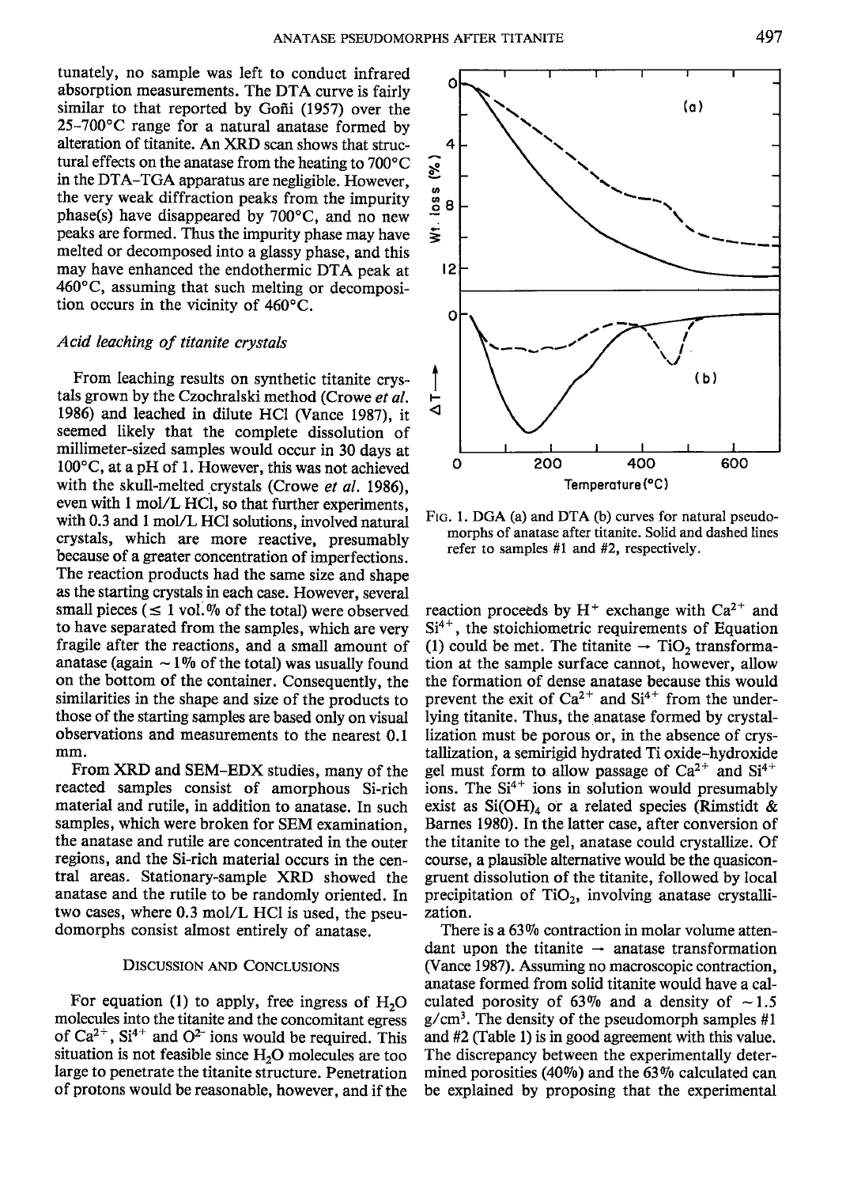tunately, no sample was left to conduct infrared absorption measurements. The DTA curve is fairly similar to that reported by Goñi (1957) over the 25–700°C range for a natural anatase formed by alteration of titanite. An XRD scan shows that structural effects on the anatase from the heating to 700°C in the DTA–TGA apparatus are negligible. However, the very weak diffraction peaks from the impurity phase(s) have disappeared by 700°C, and no new peaks are formed. Thus the impurity phase may have melted or decomposed into a glassy phase, and this may have enhanced the endothermic DTA peak at 460°C, assuming that such melting or decomposition occurs in the vicinity of 460°C.

### *Acid leaching of titanite crystals*

From leaching results on synthetic titanite crystals grown by the Czochralski method (Crowe *et al.* 1986) and leached in dilute HCl (Vance 1987), it seemed likely that the complete dissolution of millimeter-sized samples would occur in 30 days at 100°C, at a pH of 1. However, this was not achieved with the skull-melted crystals (Crowe *et al.* 1986), even with 1 mol/L HCl, so that further experiments, with 0.3 and 1 mol/L HCl solutions, involved natural crystals, which are more reactive, presumably because of a greater concentration of imperfections. The reaction products had the same size and shape as the starting crystals in each case. However, several small pieces ($\leq$ 1 vol.% of the total) were observed to have separated from the samples, which are very fragile after the reactions, and a small amount of anatase (again ~ 1% of the total) was usually found on the bottom of the container. Consequently, the similarities in the shape and size of the products to those of the starting samples are based only on visual observations and measurements to the nearest 0.1 mm.

From XRD and SEM–EDX studies, many of the reacted samples consist of amorphous Si-rich material and rutile, in addition to anatase. In such samples, which were broken for SEM examination, the anatase and rutile are concentrated in the outer regions, and the Si-rich material occurs in the central areas. Stationary-sample XRD showed the anatase and the rutile to be randomly oriented. In two cases, where 0.3 mol/L HCl is used, the pseudomorphs consist almost entirely of anatase.

## Discussion and Conclusions

For equation (1) to apply, free ingress of $H_2O$ molecules into the titanite and the concomitant egress of $Ca^{2+}$, $Si^{4+}$ and $O^{2-}$ ions would be required. This situation is not feasible since $H_2O$ molecules are too large to penetrate the titanite structure. Penetration of protons would be reasonable, however, and if the reaction proceeds by $H^+$ exchange with $Ca^{2+}$ and $Si^{4+}$, the stoichiometric requirements of Equation (1) could be met. The titanite $\rightarrow$ $TiO_2$ transformation at the sample surface cannot, however, allow the formation of dense anatase because this would prevent the exit of $Ca^{2+}$ and $Si^{4+}$ from the underlying titanite. Thus, the anatase formed by crystallization must be porous or, in the absence of crystallization, a semirigid hydrated Ti oxide–hydroxide gel must form to allow passage of $Ca^{2+}$ and $Si^{4+}$ ions. The $Si^{4+}$ ions in solution would presumably exist as $Si(OH)_4$ or a related species (Rimstidt & Barnes 1980). In the latter case, after conversion of the titanite to the gel, anatase could crystallize. Of course, a plausible alternative would be the quasicongruent dissolution of the titanite, followed by local precipitation of $TiO_2$, involving anatase crystallization.

There is a 63% contraction in molar volume attendant upon the titanite $\rightarrow$ anatase transformation (Vance 1987). Assuming no macroscopic contraction, anatase formed from solid titanite would have a calculated porosity of 63% and a density of ~1.5 $g/cm^3$. The density of the pseudomorph samples #1 and #2 (Table 1) is in good agreement with this value. The discrepancy between the experimentally determined porosities (40%) and the 63% calculated can be explained by proposing that the experimental

FIG. 1. DGA (a) and DTA (b) curves for natural pseudomorphs of anatase after titanite. Solid and dashed lines refer to samples #1 and #2, respectively.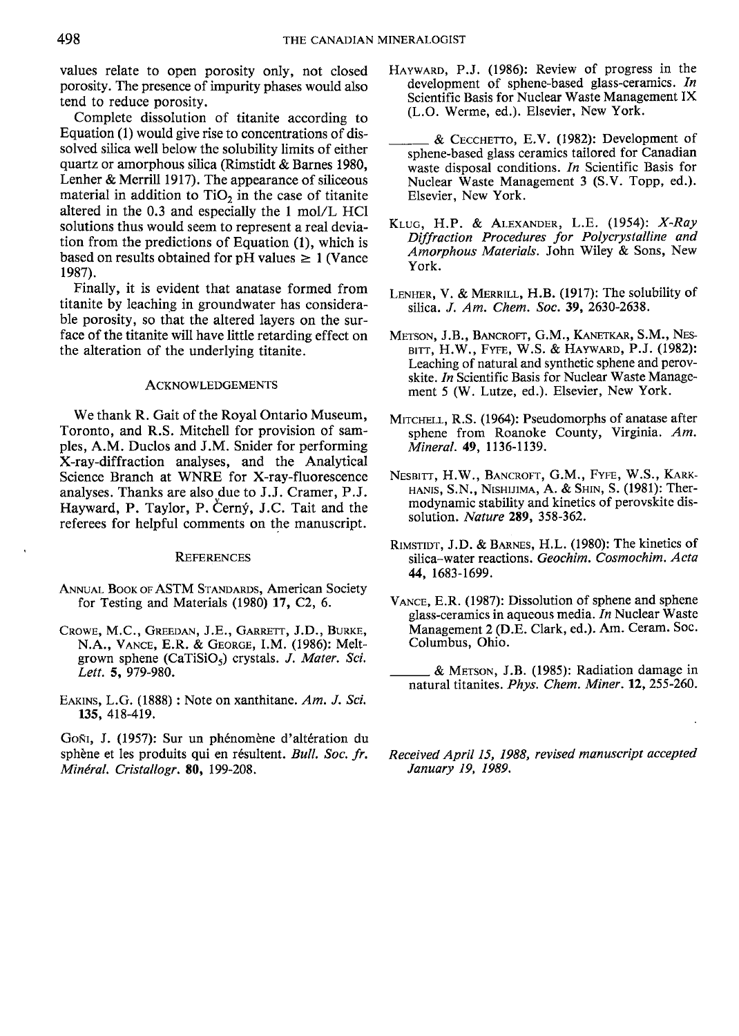values relate to open porosity only, not closed porosity. The presence of impurity phases would also tend to reduce porosity.

Complete dissolution of titanite according to Equation (1) would give rise to concentrations of dissolved silica well below the solubility limits of either quartz or amorphous silica (Rimstidt & Barnes 1980, Lenher & Merrill 1917). The appearance of siliceous material in addition to $TiO_2$ in the case of titanite altered in the 0.3 and especially the 1 mol/L HCl solutions thus would seem to represent a real deviation from the predictions of Equation (1), which is based on results obtained for pH values $\geq 1$ (Vance 1987).

Finally, it is evident that anatase formed from titanite by leaching in groundwater has considerable porosity, so that the altered layers on the surface of the titanite will have little retarding effect on the alteration of the underlying titanite.

## Acknowledgements

We thank R. Gait of the Royal Ontario Museum, Toronto, and R.S. Mitchell for provision of samples, A.M. Duclos and J.M. Snider for performing X-ray-diffraction analyses, and the Analytical Science Branch at WNRE for X-ray-fluorescence analyses. Thanks are also due to J.J. Cramer, P.J. Hayward, P. Taylor, P. Černý, J.C. Tait and the referees for helpful comments on the manuscript.

## References

Annual Book of ASTM Standards, American Society for Testing and Materials (1980) **17**, C2, 6.

Crowe, M.C., Greedan, J.E., Garrett, J.D., Burke, N.A., Vance, E.R. & George, I.M. (1986): Melt-grown sphene ($CaTiSiO_5$) crystals. *J. Mater. Sci. Lett.* **5**, 979-980.

Eakins, L.G. (1888) : Note on xanthitane. *Am. J. Sci.* **135**, 418-419.

Goñi, J. (1957): Sur un phénomène d'altération du sphène et les produits qui en résultent. *Bull. Soc. fr. Minéral. Cristallogr.* **80**, 199-208.

Hayward, P.J. (1986): Review of progress in the development of sphene-based glass-ceramics. *In* Scientific Basis for Nuclear Waste Management IX (L.O. Werme, ed.). Elsevier, New York.

______ & Cecchetto, E.V. (1982): Development of sphene-based glass ceramics tailored for Canadian waste disposal conditions. *In* Scientific Basis for Nuclear Waste Management 3 (S.V. Topp, ed.). Elsevier, New York.

Klug, H.P. & Alexander, L.E. (1954): *X-Ray Diffraction Procedures for Polycrystalline and Amorphous Materials.* John Wiley & Sons, New York.

Lenher, V. & Merrill, H.B. (1917): The solubility of silica. *J. Am. Chem. Soc.* **39**, 2630-2638.

Metson, J.B., Bancroft, G.M., Kanetkar, S.M., Nesbitt, H.W., Fyfe, W.S. & Hayward, P.J. (1982): Leaching of natural and synthetic sphene and perovskite. *In* Scientific Basis for Nuclear Waste Management 5 (W. Lutze, ed.). Elsevier, New York.

Mitchell, R.S. (1964): Pseudomorphs of anatase after sphene from Roanoke County, Virginia. *Am. Mineral.* **49**, 1136-1139.

Nesbitt, H.W., Bancroft, G.M., Fyfe, W.S., Karkhanis, S.N., Nishijima, A. & Shin, S. (1981): Thermodynamic stability and kinetics of perovskite dissolution. *Nature* **289**, 358-362.

Rimstidt, J.D. & Barnes, H.L. (1980): The kinetics of silica–water reactions. *Geochim. Cosmochim. Acta* **44**, 1683-1699.

Vance, E.R. (1987): Dissolution of sphene and sphene glass-ceramics in aqueous media. *In* Nuclear Waste Management 2 (D.E. Clark, ed.). Am. Ceram. Soc. Columbus, Ohio.

______ & Metson, J.B. (1985): Radiation damage in natural titanites. *Phys. Chem. Miner.* **12**, 255-260.

*Received April 15, 1988, revised manuscript accepted January 19, 1989.*